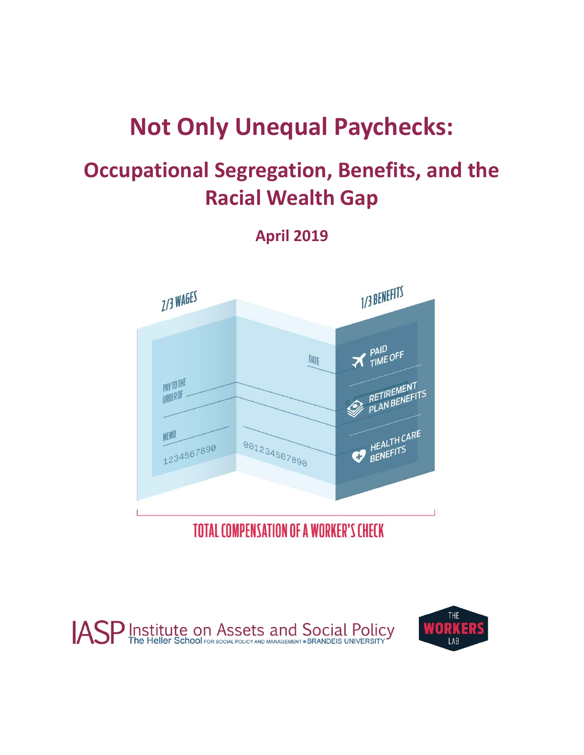# Not Only Unequal Paychecks:

## Occupational Segregation, Benefits, and the Racial Wealth Gap

**April 2019**

2/3 WAGES

1/3 BENEFITS

PAID TIME OFF

RETIREMENT PLAN BENEFITS

HEALTH CARE BENEFITS

TOTAL COMPENSATION OF A WORKER'S CHECK

IASP Institute on Assets and Social Policy
The Heller School FOR SOCIAL POLICY AND MANAGEMENT • BRANDEIS UNIVERSITY

THE WORKERS LAB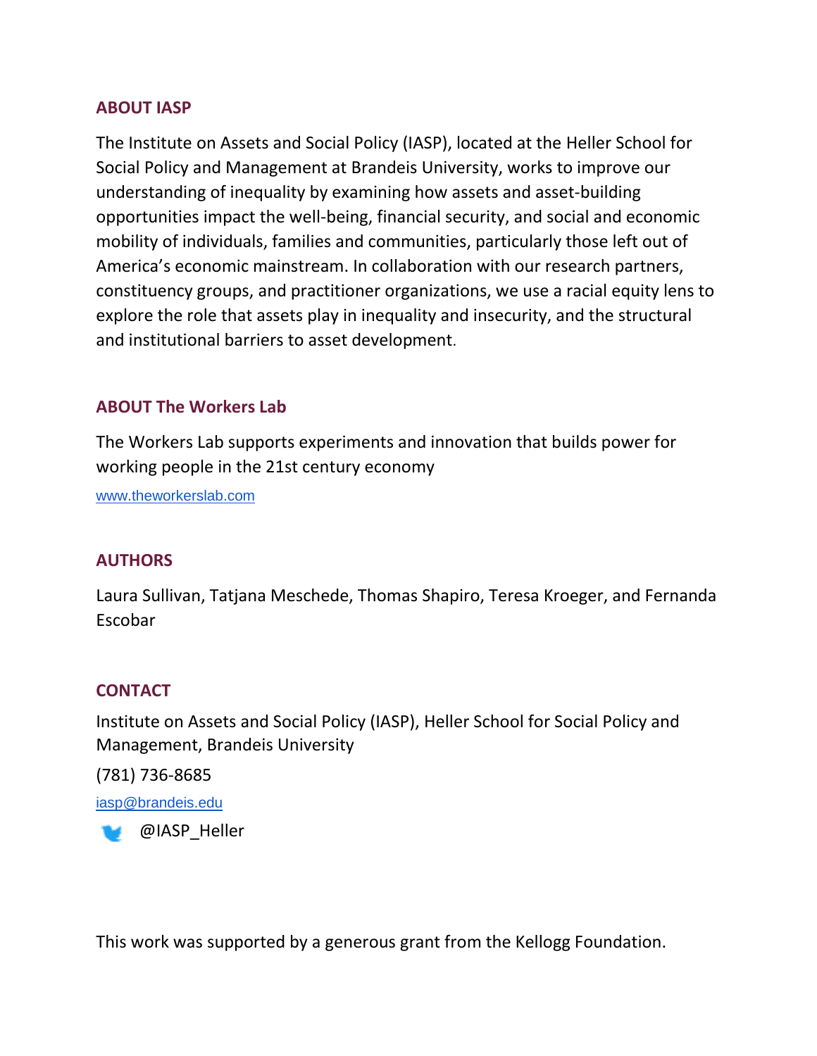## ABOUT IASP

The Institute on Assets and Social Policy (IASP), located at the Heller School for Social Policy and Management at Brandeis University, works to improve our understanding of inequality by examining how assets and asset-building opportunities impact the well-being, financial security, and social and economic mobility of individuals, families and communities, particularly those left out of America's economic mainstream. In collaboration with our research partners, constituency groups, and practitioner organizations, we use a racial equity lens to explore the role that assets play in inequality and insecurity, and the structural and institutional barriers to asset development.

## ABOUT The Workers Lab

The Workers Lab supports experiments and innovation that builds power for working people in the 21st century economy

www.theworkerslab.com

## AUTHORS

Laura Sullivan, Tatjana Meschede, Thomas Shapiro, Teresa Kroeger, and Fernanda Escobar

## CONTACT

Institute on Assets and Social Policy (IASP), Heller School for Social Policy and Management, Brandeis University

(781) 736-8685

iasp@brandeis.edu

@IASP_Heller

This work was supported by a generous grant from the Kellogg Foundation.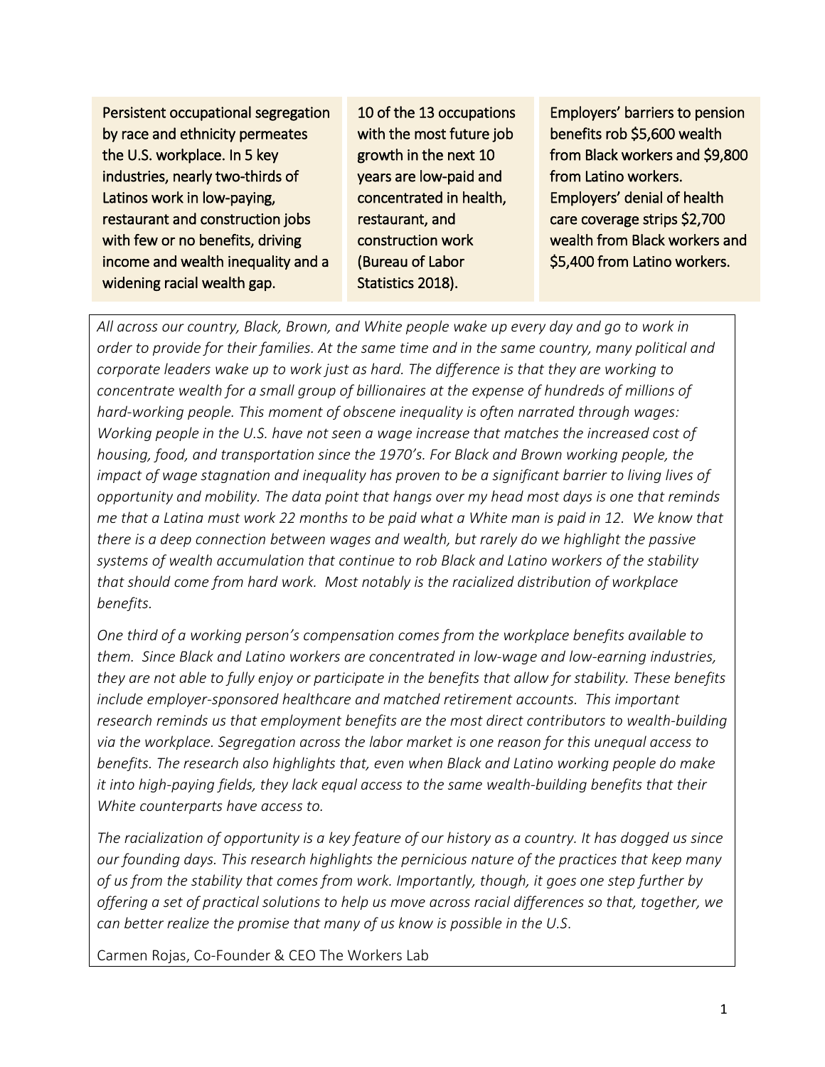Persistent occupational segregation by race and ethnicity permeates the U.S. workplace. In 5 key industries, nearly two-thirds of Latinos work in low-paying, restaurant and construction jobs with few or no benefits, driving income and wealth inequality and a widening racial wealth gap.

10 of the 13 occupations with the most future job growth in the next 10 years are low-paid and concentrated in health, restaurant, and construction work (Bureau of Labor Statistics 2018).

Employers' barriers to pension benefits rob $5,600 wealth from Black workers and $9,800 from Latino workers. Employers' denial of health care coverage strips $2,700 wealth from Black workers and $5,400 from Latino workers.

*All across our country, Black, Brown, and White people wake up every day and go to work in order to provide for their families. At the same time and in the same country, many political and corporate leaders wake up to work just as hard. The difference is that they are working to concentrate wealth for a small group of billionaires at the expense of hundreds of millions of hard-working people. This moment of obscene inequality is often narrated through wages: Working people in the U.S. have not seen a wage increase that matches the increased cost of housing, food, and transportation since the 1970's. For Black and Brown working people, the impact of wage stagnation and inequality has proven to be a significant barrier to living lives of opportunity and mobility. The data point that hangs over my head most days is one that reminds me that a Latina must work 22 months to be paid what a White man is paid in 12. We know that there is a deep connection between wages and wealth, but rarely do we highlight the passive systems of wealth accumulation that continue to rob Black and Latino workers of the stability that should come from hard work. Most notably is the racialized distribution of workplace benefits.*

*One third of a working person's compensation comes from the workplace benefits available to them. Since Black and Latino workers are concentrated in low-wage and low-earning industries, they are not able to fully enjoy or participate in the benefits that allow for stability. These benefits include employer-sponsored healthcare and matched retirement accounts. This important research reminds us that employment benefits are the most direct contributors to wealth-building via the workplace. Segregation across the labor market is one reason for this unequal access to benefits. The research also highlights that, even when Black and Latino working people do make it into high-paying fields, they lack equal access to the same wealth-building benefits that their White counterparts have access to.*

*The racialization of opportunity is a key feature of our history as a country. It has dogged us since our founding days. This research highlights the pernicious nature of the practices that keep many of us from the stability that comes from work. Importantly, though, it goes one step further by offering a set of practical solutions to help us move across racial differences so that, together, we can better realize the promise that many of us know is possible in the U.S.*

Carmen Rojas, Co-Founder & CEO The Workers Lab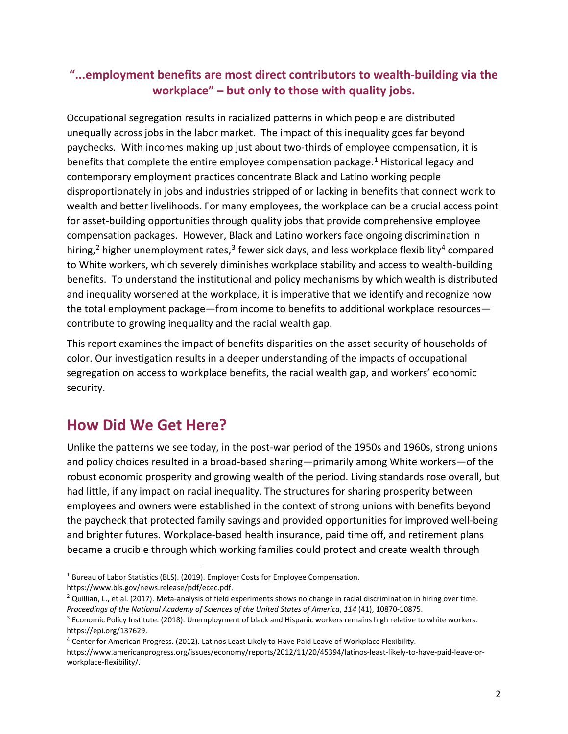**"...employment benefits are most direct contributors to wealth-building via the workplace" – but only to those with quality jobs.**

Occupational segregation results in racialized patterns in which people are distributed unequally across jobs in the labor market. The impact of this inequality goes far beyond paychecks. With incomes making up just about two-thirds of employee compensation, it is benefits that complete the entire employee compensation package.[1] Historical legacy and contemporary employment practices concentrate Black and Latino working people disproportionately in jobs and industries stripped of or lacking in benefits that connect work to wealth and better livelihoods. For many employees, the workplace can be a crucial access point for asset-building opportunities through quality jobs that provide comprehensive employee compensation packages. However, Black and Latino workers face ongoing discrimination in hiring,[2] higher unemployment rates,[3] fewer sick days, and less workplace flexibility[4] compared to White workers, which severely diminishes workplace stability and access to wealth-building benefits. To understand the institutional and policy mechanisms by which wealth is distributed and inequality worsened at the workplace, it is imperative that we identify and recognize how the total employment package—from income to benefits to additional workplace resources—contribute to growing inequality and the racial wealth gap.

This report examines the impact of benefits disparities on the asset security of households of color. Our investigation results in a deeper understanding of the impacts of occupational segregation on access to workplace benefits, the racial wealth gap, and workers' economic security.

## How Did We Get Here?

Unlike the patterns we see today, in the post-war period of the 1950s and 1960s, strong unions and policy choices resulted in a broad-based sharing—primarily among White workers—of the robust economic prosperity and growing wealth of the period. Living standards rose overall, but had little, if any impact on racial inequality. The structures for sharing prosperity between employees and owners were established in the context of strong unions with benefits beyond the paycheck that protected family savings and provided opportunities for improved well-being and brighter futures. Workplace-based health insurance, paid time off, and retirement plans became a crucible through which working families could protect and create wealth through

---

[1] Bureau of Labor Statistics (BLS). (2019). Employer Costs for Employee Compensation. https://www.bls.gov/news.release/pdf/ecec.pdf.

[2] Quillian, L., et al. (2017). Meta-analysis of field experiments shows no change in racial discrimination in hiring over time. *Proceedings of the National Academy of Sciences of the United States of America*, *114* (41), 10870-10875.

[3] Economic Policy Institute. (2018). Unemployment of black and Hispanic workers remains high relative to white workers. https://epi.org/137629.

[4] Center for American Progress. (2012). Latinos Least Likely to Have Paid Leave of Workplace Flexibility. https://www.americanprogress.org/issues/economy/reports/2012/11/20/45394/latinos-least-likely-to-have-paid-leave-or-workplace-flexibility/.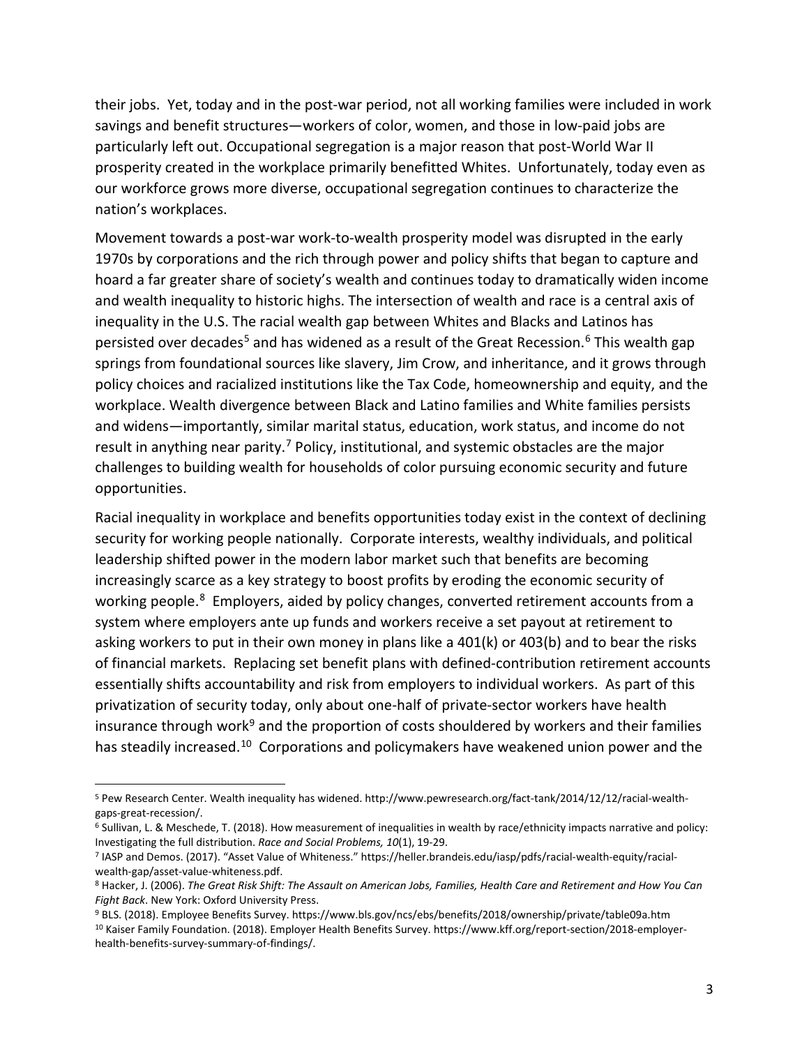their jobs. Yet, today and in the post-war period, not all working families were included in work savings and benefit structures—workers of color, women, and those in low-paid jobs are particularly left out. Occupational segregation is a major reason that post-World War II prosperity created in the workplace primarily benefitted Whites. Unfortunately, today even as our workforce grows more diverse, occupational segregation continues to characterize the nation's workplaces.

Movement towards a post-war work-to-wealth prosperity model was disrupted in the early 1970s by corporations and the rich through power and policy shifts that began to capture and hoard a far greater share of society's wealth and continues today to dramatically widen income and wealth inequality to historic highs. The intersection of wealth and race is a central axis of inequality in the U.S. The racial wealth gap between Whites and Blacks and Latinos has persisted over decades[5] and has widened as a result of the Great Recession.[6] This wealth gap springs from foundational sources like slavery, Jim Crow, and inheritance, and it grows through policy choices and racialized institutions like the Tax Code, homeownership and equity, and the workplace. Wealth divergence between Black and Latino families and White families persists and widens—importantly, similar marital status, education, work status, and income do not result in anything near parity.[7] Policy, institutional, and systemic obstacles are the major challenges to building wealth for households of color pursuing economic security and future opportunities.

Racial inequality in workplace and benefits opportunities today exist in the context of declining security for working people nationally. Corporate interests, wealthy individuals, and political leadership shifted power in the modern labor market such that benefits are becoming increasingly scarce as a key strategy to boost profits by eroding the economic security of working people.[8] Employers, aided by policy changes, converted retirement accounts from a system where employers ante up funds and workers receive a set payout at retirement to asking workers to put in their own money in plans like a 401(k) or 403(b) and to bear the risks of financial markets. Replacing set benefit plans with defined-contribution retirement accounts essentially shifts accountability and risk from employers to individual workers. As part of this privatization of security today, only about one-half of private-sector workers have health insurance through work[9] and the proportion of costs shouldered by workers and their families has steadily increased.[10] Corporations and policymakers have weakened union power and the

---

[5] Pew Research Center. Wealth inequality has widened. http://www.pewresearch.org/fact-tank/2014/12/12/racial-wealth-gaps-great-recession/.

[6] Sullivan, L. & Meschede, T. (2018). How measurement of inequalities in wealth by race/ethnicity impacts narrative and policy: Investigating the full distribution. *Race and Social Problems, 10*(1), 19-29.

[7] IASP and Demos. (2017). "Asset Value of Whiteness." https://heller.brandeis.edu/iasp/pdfs/racial-wealth-equity/racial-wealth-gap/asset-value-whiteness.pdf.

[8] Hacker, J. (2006). *The Great Risk Shift: The Assault on American Jobs, Families, Health Care and Retirement and How You Can Fight Back*. New York: Oxford University Press.

[9] BLS. (2018). Employee Benefits Survey. https://www.bls.gov/ncs/ebs/benefits/2018/ownership/private/table09a.htm

[10] Kaiser Family Foundation. (2018). Employer Health Benefits Survey. https://www.kff.org/report-section/2018-employer-health-benefits-survey-summary-of-findings/.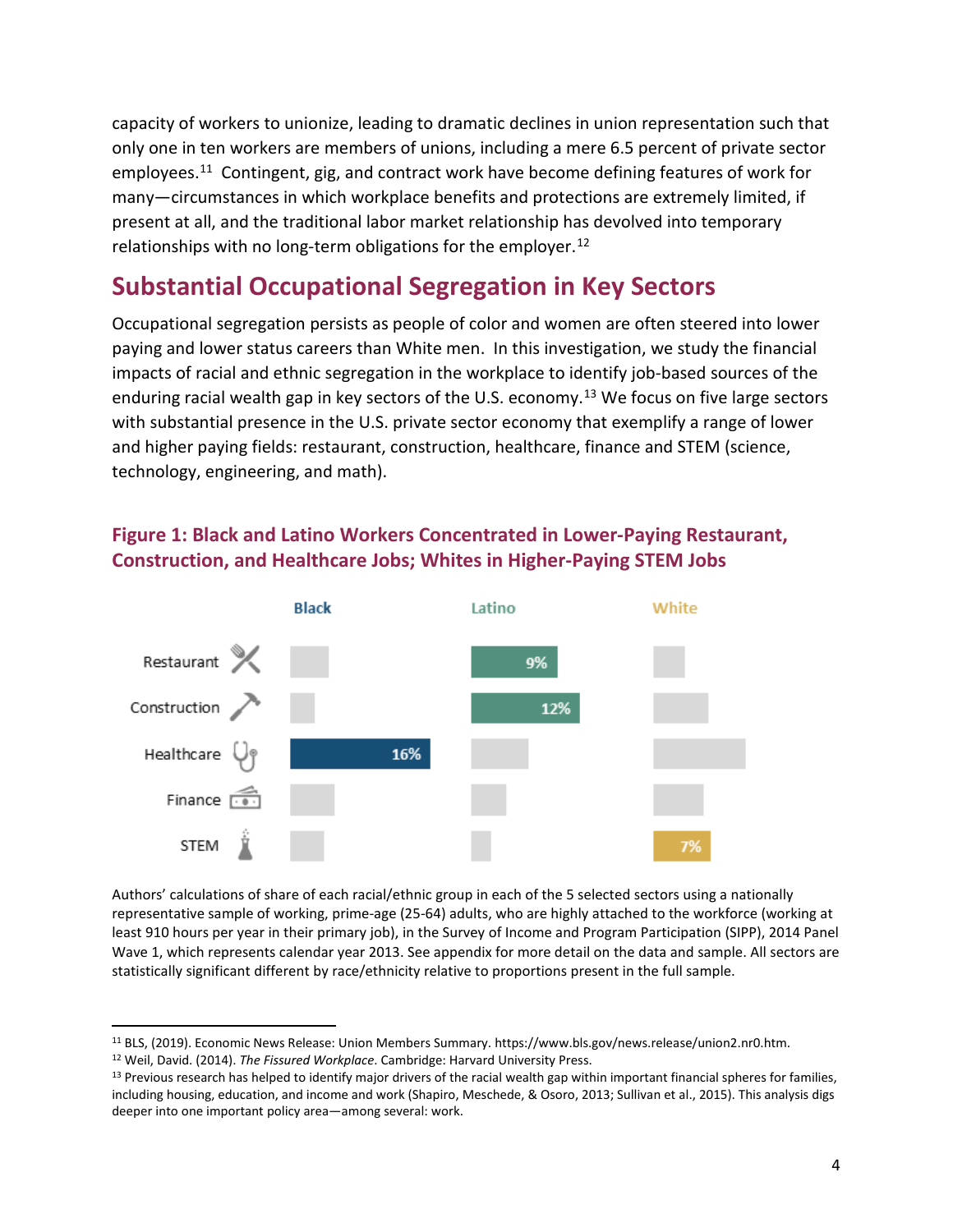capacity of workers to unionize, leading to dramatic declines in union representation such that only one in ten workers are members of unions, including a mere 6.5 percent of private sector employees.[11] Contingent, gig, and contract work have become defining features of work for many—circumstances in which workplace benefits and protections are extremely limited, if present at all, and the traditional labor market relationship has devolved into temporary relationships with no long-term obligations for the employer.[12]

## Substantial Occupational Segregation in Key Sectors

Occupational segregation persists as people of color and women are often steered into lower paying and lower status careers than White men. In this investigation, we study the financial impacts of racial and ethnic segregation in the workplace to identify job-based sources of the enduring racial wealth gap in key sectors of the U.S. economy.[13] We focus on five large sectors with substantial presence in the U.S. private sector economy that exemplify a range of lower and higher paying fields: restaurant, construction, healthcare, finance and STEM (science, technology, engineering, and math).

### Figure 1: Black and Latino Workers Concentrated in Lower-Paying Restaurant, Construction, and Healthcare Jobs; Whites in Higher-Paying STEM Jobs

| | Black | Latino | White |
|---|---|---|---|
| Restaurant | | 9% | |
| Construction | | 12% | |
| Healthcare | 16% | | |
| Finance | | | |
| STEM | | | 7% |

Authors' calculations of share of each racial/ethnic group in each of the 5 selected sectors using a nationally representative sample of working, prime-age (25-64) adults, who are highly attached to the workforce (working at least 910 hours per year in their primary job), in the Survey of Income and Program Participation (SIPP), 2014 Panel Wave 1, which represents calendar year 2013. See appendix for more detail on the data and sample. All sectors are statistically significant different by race/ethnicity relative to proportions present in the full sample.

---

[11] BLS, (2019). Economic News Release: Union Members Summary. https://www.bls.gov/news.release/union2.nr0.htm.

[12] Weil, David. (2014). *The Fissured Workplace*. Cambridge: Harvard University Press.

[13] Previous research has helped to identify major drivers of the racial wealth gap within important financial spheres for families, including housing, education, and income and work (Shapiro, Meschede, & Osoro, 2013; Sullivan et al., 2015). This analysis digs deeper into one important policy area—among several: work.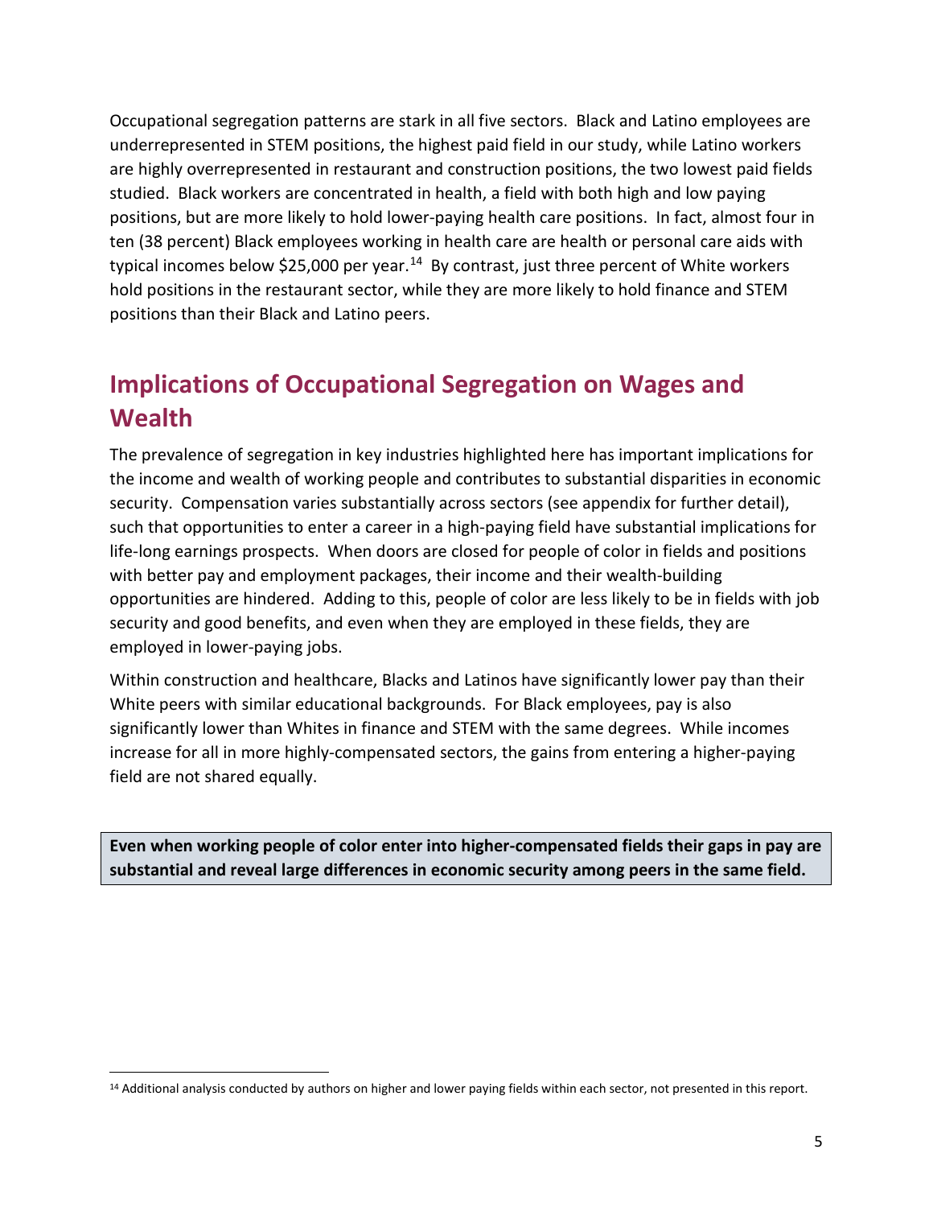Occupational segregation patterns are stark in all five sectors. Black and Latino employees are underrepresented in STEM positions, the highest paid field in our study, while Latino workers are highly overrepresented in restaurant and construction positions, the two lowest paid fields studied. Black workers are concentrated in health, a field with both high and low paying positions, but are more likely to hold lower-paying health care positions. In fact, almost four in ten (38 percent) Black employees working in health care are health or personal care aids with typical incomes below $25,000 per year.[14] By contrast, just three percent of White workers hold positions in the restaurant sector, while they are more likely to hold finance and STEM positions than their Black and Latino peers.

## Implications of Occupational Segregation on Wages and Wealth

The prevalence of segregation in key industries highlighted here has important implications for the income and wealth of working people and contributes to substantial disparities in economic security. Compensation varies substantially across sectors (see appendix for further detail), such that opportunities to enter a career in a high-paying field have substantial implications for life-long earnings prospects. When doors are closed for people of color in fields and positions with better pay and employment packages, their income and their wealth-building opportunities are hindered. Adding to this, people of color are less likely to be in fields with job security and good benefits, and even when they are employed in these fields, they are employed in lower-paying jobs.

Within construction and healthcare, Blacks and Latinos have significantly lower pay than their White peers with similar educational backgrounds. For Black employees, pay is also significantly lower than Whites in finance and STEM with the same degrees. While incomes increase for all in more highly-compensated sectors, the gains from entering a higher-paying field are not shared equally.

**Even when working people of color enter into higher-compensated fields their gaps in pay are substantial and reveal large differences in economic security among peers in the same field.**

[14] Additional analysis conducted by authors on higher and lower paying fields within each sector, not presented in this report.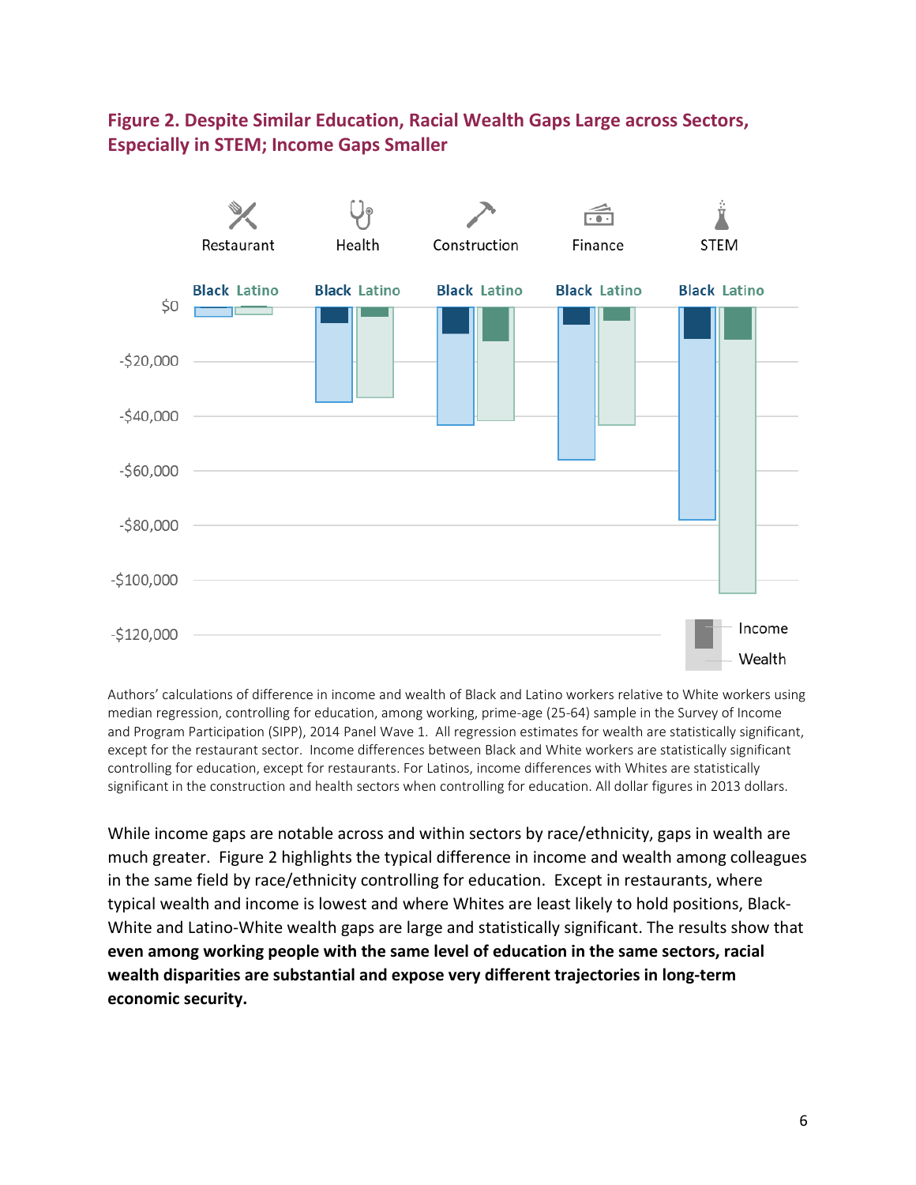**Figure 2. Despite Similar Education, Racial Wealth Gaps Large across Sectors, Especially in STEM; Income Gaps Smaller**

Authors' calculations of difference in income and wealth of Black and Latino workers relative to White workers using median regression, controlling for education, among working, prime-age (25-64) sample in the Survey of Income and Program Participation (SIPP), 2014 Panel Wave 1. All regression estimates for wealth are statistically significant, except for the restaurant sector. Income differences between Black and White workers are statistically significant controlling for education, except for restaurants. For Latinos, income differences with Whites are statistically significant in the construction and health sectors when controlling for education. All dollar figures in 2013 dollars.

While income gaps are notable across and within sectors by race/ethnicity, gaps in wealth are much greater. Figure 2 highlights the typical difference in income and wealth among colleagues in the same field by race/ethnicity controlling for education. Except in restaurants, where typical wealth and income is lowest and where Whites are least likely to hold positions, Black-White and Latino-White wealth gaps are large and statistically significant. The results show that **even among working people with the same level of education in the same sectors, racial wealth disparities are substantial and expose very different trajectories in long-term economic security.**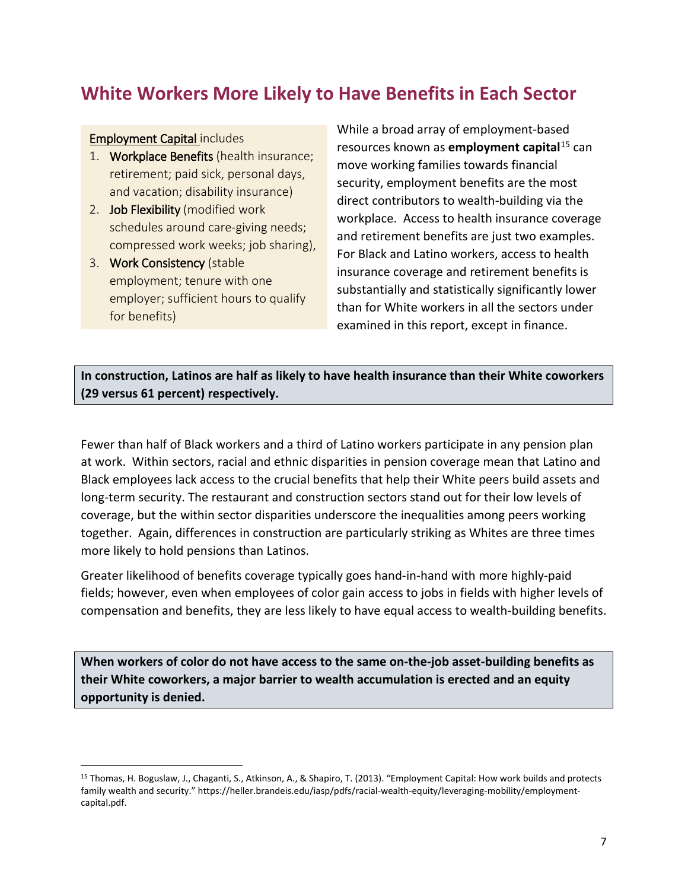## White Workers More Likely to Have Benefits in Each Sector

Employment Capital includes

1. Workplace Benefits (health insurance; retirement; paid sick, personal days, and vacation; disability insurance)
2. Job Flexibility (modified work schedules around care-giving needs; compressed work weeks; job sharing),
3. Work Consistency (stable employment; tenure with one employer; sufficient hours to qualify for benefits)

While a broad array of employment-based resources known as **employment capital**[15] can move working families towards financial security, employment benefits are the most direct contributors to wealth-building via the workplace. Access to health insurance coverage and retirement benefits are just two examples. For Black and Latino workers, access to health insurance coverage and retirement benefits is substantially and statistically significantly lower than for White workers in all the sectors under examined in this report, except in finance.

**In construction, Latinos are half as likely to have health insurance than their White coworkers (29 versus 61 percent) respectively.**

Fewer than half of Black workers and a third of Latino workers participate in any pension plan at work. Within sectors, racial and ethnic disparities in pension coverage mean that Latino and Black employees lack access to the crucial benefits that help their White peers build assets and long-term security. The restaurant and construction sectors stand out for their low levels of coverage, but the within sector disparities underscore the inequalities among peers working together. Again, differences in construction are particularly striking as Whites are three times more likely to hold pensions than Latinos.

Greater likelihood of benefits coverage typically goes hand-in-hand with more highly-paid fields; however, even when employees of color gain access to jobs in fields with higher levels of compensation and benefits, they are less likely to have equal access to wealth-building benefits.

**When workers of color do not have access to the same on-the-job asset-building benefits as their White coworkers, a major barrier to wealth accumulation is erected and an equity opportunity is denied.**

[15] Thomas, H. Boguslaw, J., Chaganti, S., Atkinson, A., & Shapiro, T. (2013). "Employment Capital: How work builds and protects family wealth and security." https://heller.brandeis.edu/iasp/pdfs/racial-wealth-equity/leveraging-mobility/employment-capital.pdf.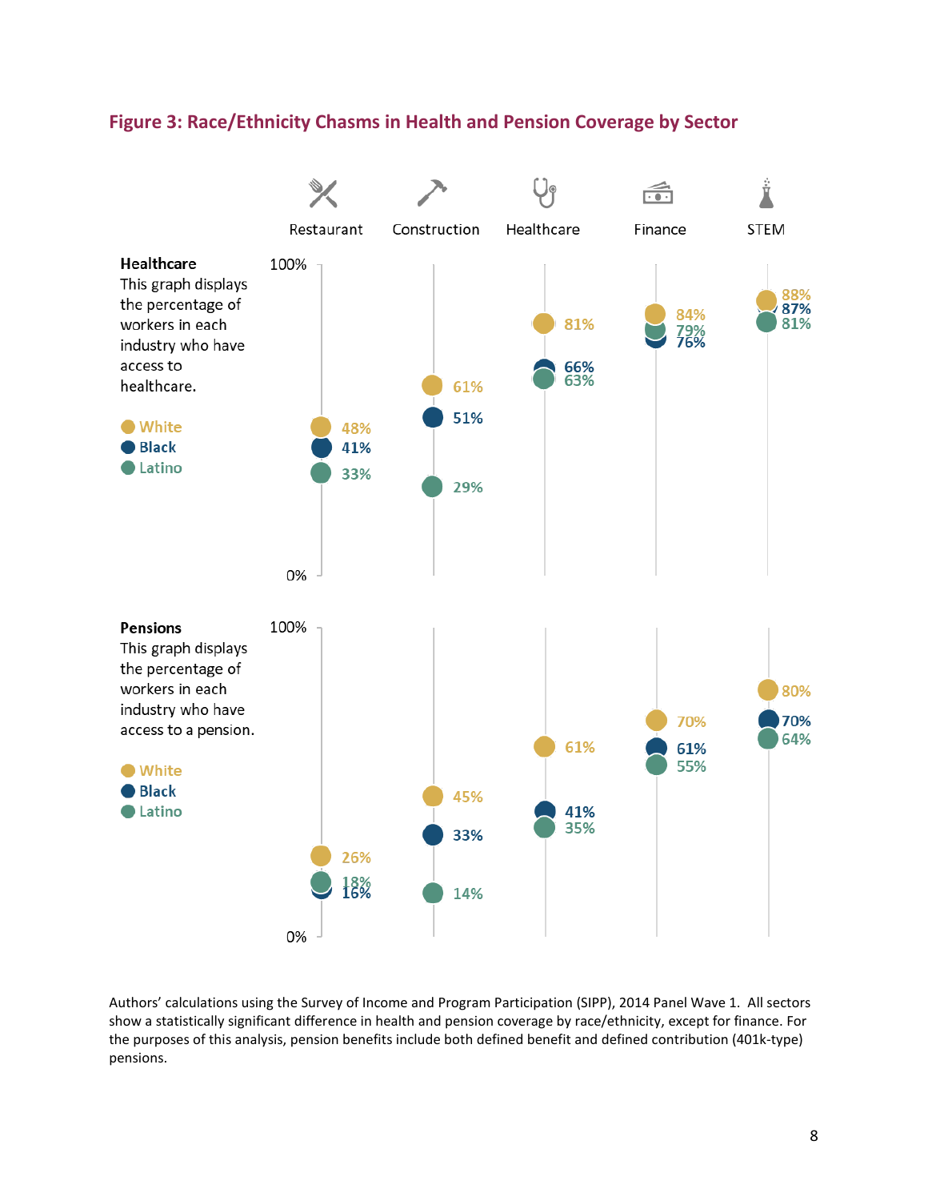## Figure 3: Race/Ethnicity Chasms in Health and Pension Coverage by Sector

**Healthcare**
This graph displays the percentage of workers in each industry who have access to healthcare.

| | Restaurant | Construction | Healthcare | Finance | STEM |
|---|---|---|---|---|---|
| White | 48% | 61% | 81% | 84% | 88% |
| Black | 41% | 51% | 66% | 76% | 87% |
| Latino | 33% | 29% | 63% | 79% | 81% |

**Pensions**
This graph displays the percentage of workers in each industry who have access to a pension.

| | Restaurant | Construction | Healthcare | Finance | STEM |
|---|---|---|---|---|---|
| White | 26% | 45% | 61% | 70% | 80% |
| Black | 16% | 33% | 41% | 61% | 70% |
| Latino | 18% | 14% | 35% | 55% | 64% |

Authors' calculations using the Survey of Income and Program Participation (SIPP), 2014 Panel Wave 1. All sectors show a statistically significant difference in health and pension coverage by race/ethnicity, except for finance. For the purposes of this analysis, pension benefits include both defined benefit and defined contribution (401k-type) pensions.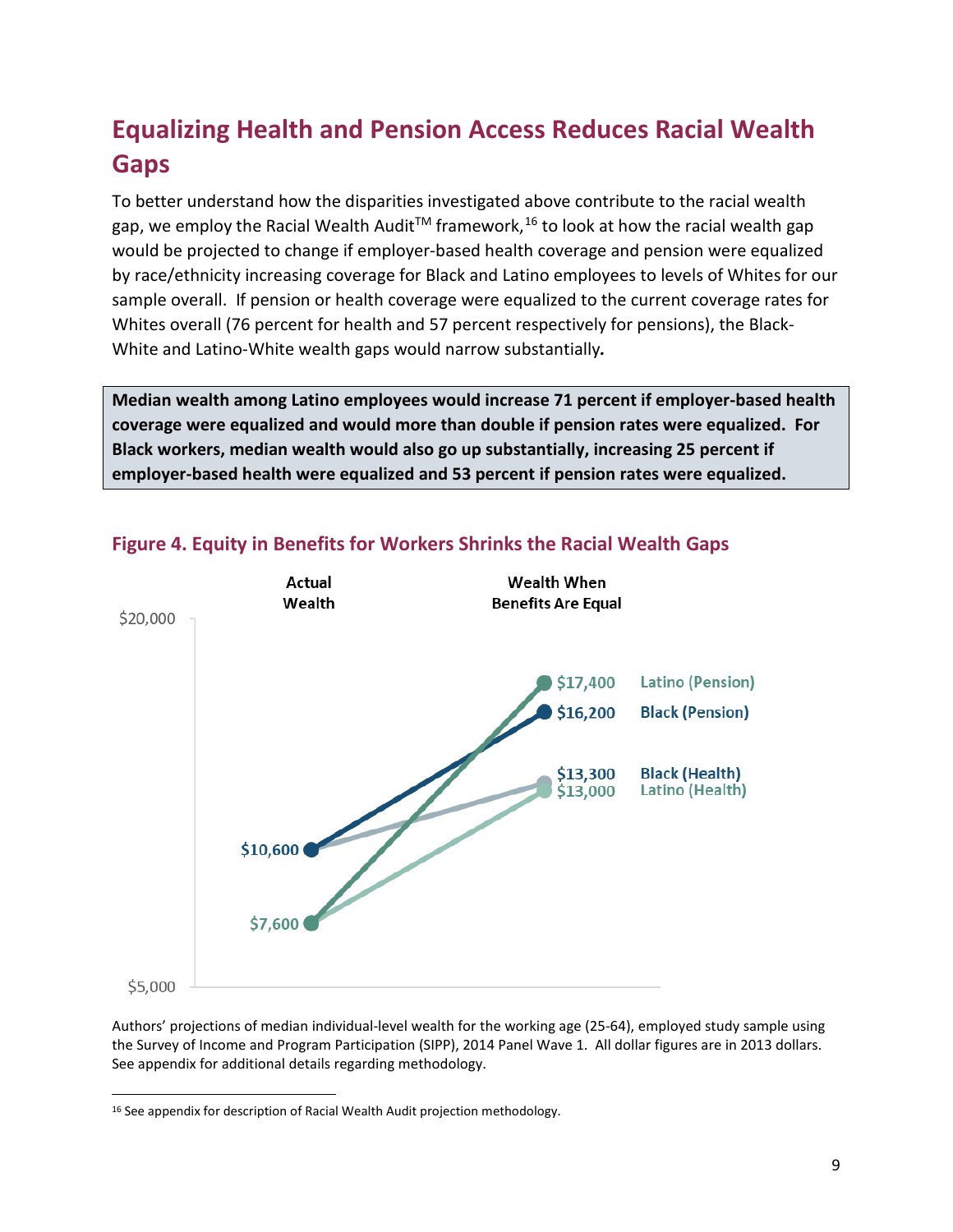## Equalizing Health and Pension Access Reduces Racial Wealth Gaps

To better understand how the disparities investigated above contribute to the racial wealth gap, we employ the Racial Wealth Audit™ framework,[16] to look at how the racial wealth gap would be projected to change if employer-based health coverage and pension were equalized by race/ethnicity increasing coverage for Black and Latino employees to levels of Whites for our sample overall. If pension or health coverage were equalized to the current coverage rates for Whites overall (76 percent for health and 57 percent respectively for pensions), the Black-White and Latino-White wealth gaps would narrow substantially.

**Median wealth among Latino employees would increase 71 percent if employer-based health coverage were equalized and would more than double if pension rates were equalized. For Black workers, median wealth would also go up substantially, increasing 25 percent if employer-based health were equalized and 53 percent if pension rates were equalized.**

### Figure 4. Equity in Benefits for Workers Shrinks the Racial Wealth Gaps

| | Actual Wealth | Wealth When Benefits Are Equal |
|---|---|---|
| Latino (Pension) | $7,600 | $17,400 |
| Black (Pension) | $10,600 | $16,200 |
| Black (Health) | $10,600 | $13,300 |
| Latino (Health) | $7,600 | $13,000 |

Authors' projections of median individual-level wealth for the working age (25-64), employed study sample using the Survey of Income and Program Participation (SIPP), 2014 Panel Wave 1. All dollar figures are in 2013 dollars. See appendix for additional details regarding methodology.

---

[16] See appendix for description of Racial Wealth Audit projection methodology.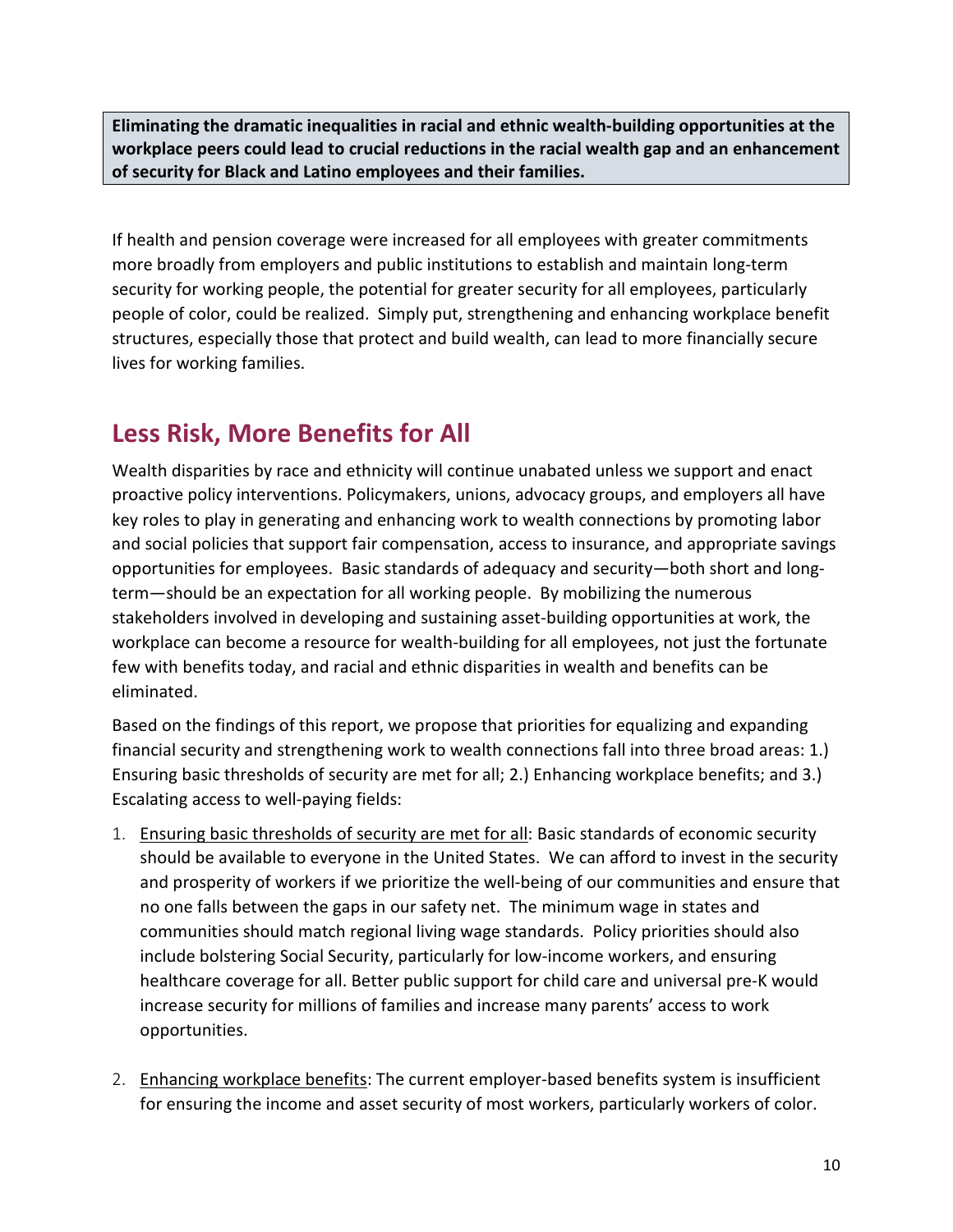**Eliminating the dramatic inequalities in racial and ethnic wealth-building opportunities at the workplace peers could lead to crucial reductions in the racial wealth gap and an enhancement of security for Black and Latino employees and their families.**

If health and pension coverage were increased for all employees with greater commitments more broadly from employers and public institutions to establish and maintain long-term security for working people, the potential for greater security for all employees, particularly people of color, could be realized. Simply put, strengthening and enhancing workplace benefit structures, especially those that protect and build wealth, can lead to more financially secure lives for working families.

## Less Risk, More Benefits for All

Wealth disparities by race and ethnicity will continue unabated unless we support and enact proactive policy interventions. Policymakers, unions, advocacy groups, and employers all have key roles to play in generating and enhancing work to wealth connections by promoting labor and social policies that support fair compensation, access to insurance, and appropriate savings opportunities for employees. Basic standards of adequacy and security—both short and long-term—should be an expectation for all working people. By mobilizing the numerous stakeholders involved in developing and sustaining asset-building opportunities at work, the workplace can become a resource for wealth-building for all employees, not just the fortunate few with benefits today, and racial and ethnic disparities in wealth and benefits can be eliminated.

Based on the findings of this report, we propose that priorities for equalizing and expanding financial security and strengthening work to wealth connections fall into three broad areas: 1.) Ensuring basic thresholds of security are met for all; 2.) Enhancing workplace benefits; and 3.) Escalating access to well-paying fields:

1. <u>Ensuring basic thresholds of security are met for all</u>: Basic standards of economic security should be available to everyone in the United States. We can afford to invest in the security and prosperity of workers if we prioritize the well-being of our communities and ensure that no one falls between the gaps in our safety net. The minimum wage in states and communities should match regional living wage standards. Policy priorities should also include bolstering Social Security, particularly for low-income workers, and ensuring healthcare coverage for all. Better public support for child care and universal pre-K would increase security for millions of families and increase many parents' access to work opportunities.

2. <u>Enhancing workplace benefits</u>: The current employer-based benefits system is insufficient for ensuring the income and asset security of most workers, particularly workers of color.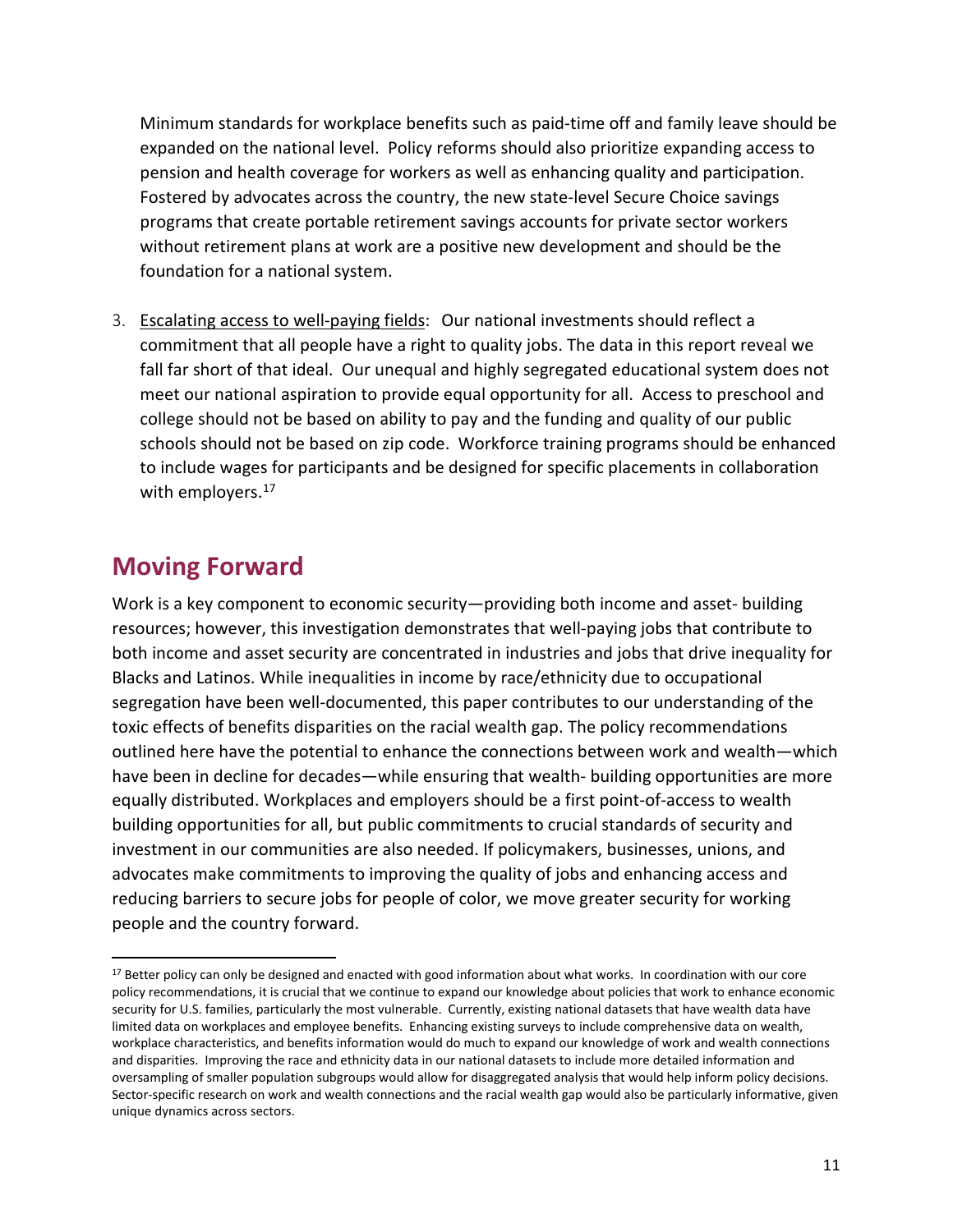Minimum standards for workplace benefits such as paid-time off and family leave should be expanded on the national level. Policy reforms should also prioritize expanding access to pension and health coverage for workers as well as enhancing quality and participation. Fostered by advocates across the country, the new state-level Secure Choice savings programs that create portable retirement savings accounts for private sector workers without retirement plans at work are a positive new development and should be the foundation for a national system.

3. Escalating access to well-paying fields: Our national investments should reflect a commitment that all people have a right to quality jobs. The data in this report reveal we fall far short of that ideal. Our unequal and highly segregated educational system does not meet our national aspiration to provide equal opportunity for all. Access to preschool and college should not be based on ability to pay and the funding and quality of our public schools should not be based on zip code. Workforce training programs should be enhanced to include wages for participants and be designed for specific placements in collaboration with employers.[17]

## Moving Forward

Work is a key component to economic security—providing both income and asset- building resources; however, this investigation demonstrates that well-paying jobs that contribute to both income and asset security are concentrated in industries and jobs that drive inequality for Blacks and Latinos. While inequalities in income by race/ethnicity due to occupational segregation have been well-documented, this paper contributes to our understanding of the toxic effects of benefits disparities on the racial wealth gap. The policy recommendations outlined here have the potential to enhance the connections between work and wealth—which have been in decline for decades—while ensuring that wealth- building opportunities are more equally distributed. Workplaces and employers should be a first point-of-access to wealth building opportunities for all, but public commitments to crucial standards of security and investment in our communities are also needed. If policymakers, businesses, unions, and advocates make commitments to improving the quality of jobs and enhancing access and reducing barriers to secure jobs for people of color, we move greater security for working people and the country forward.

---

[17] Better policy can only be designed and enacted with good information about what works. In coordination with our core policy recommendations, it is crucial that we continue to expand our knowledge about policies that work to enhance economic security for U.S. families, particularly the most vulnerable. Currently, existing national datasets that have wealth data have limited data on workplaces and employee benefits. Enhancing existing surveys to include comprehensive data on wealth, workplace characteristics, and benefits information would do much to expand our knowledge of work and wealth connections and disparities. Improving the race and ethnicity data in our national datasets to include more detailed information and oversampling of smaller population subgroups would allow for disaggregated analysis that would help inform policy decisions. Sector-specific research on work and wealth connections and the racial wealth gap would also be particularly informative, given unique dynamics across sectors.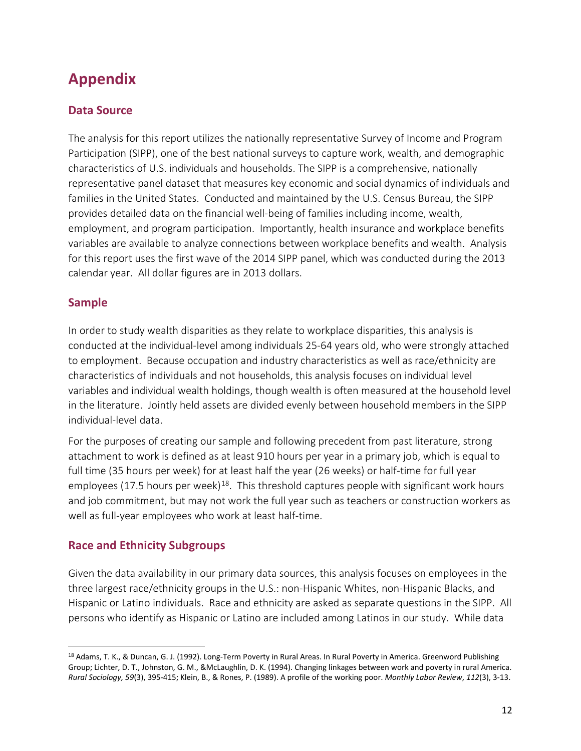# Appendix

## Data Source

The analysis for this report utilizes the nationally representative Survey of Income and Program Participation (SIPP), one of the best national surveys to capture work, wealth, and demographic characteristics of U.S. individuals and households. The SIPP is a comprehensive, nationally representative panel dataset that measures key economic and social dynamics of individuals and families in the United States. Conducted and maintained by the U.S. Census Bureau, the SIPP provides detailed data on the financial well-being of families including income, wealth, employment, and program participation. Importantly, health insurance and workplace benefits variables are available to analyze connections between workplace benefits and wealth. Analysis for this report uses the first wave of the 2014 SIPP panel, which was conducted during the 2013 calendar year. All dollar figures are in 2013 dollars.

## Sample

In order to study wealth disparities as they relate to workplace disparities, this analysis is conducted at the individual-level among individuals 25-64 years old, who were strongly attached to employment. Because occupation and industry characteristics as well as race/ethnicity are characteristics of individuals and not households, this analysis focuses on individual level variables and individual wealth holdings, though wealth is often measured at the household level in the literature. Jointly held assets are divided evenly between household members in the SIPP individual-level data.

For the purposes of creating our sample and following precedent from past literature, strong attachment to work is defined as at least 910 hours per year in a primary job, which is equal to full time (35 hours per week) for at least half the year (26 weeks) or half-time for full year employees (17.5 hours per week)[18]. This threshold captures people with significant work hours and job commitment, but may not work the full year such as teachers or construction workers as well as full-year employees who work at least half-time.

## Race and Ethnicity Subgroups

Given the data availability in our primary data sources, this analysis focuses on employees in the three largest race/ethnicity groups in the U.S.: non-Hispanic Whites, non-Hispanic Blacks, and Hispanic or Latino individuals. Race and ethnicity are asked as separate questions in the SIPP. All persons who identify as Hispanic or Latino are included among Latinos in our study. While data

[18] Adams, T. K., & Duncan, G. J. (1992). Long-Term Poverty in Rural Areas. In Rural Poverty in America. Greenword Publishing Group; Lichter, D. T., Johnston, G. M., &McLaughlin, D. K. (1994). Changing linkages between work and poverty in rural America. *Rural Sociology, 59*(3), 395-415; Klein, B., & Rones, P. (1989). A profile of the working poor. *Monthly Labor Review*, *112*(3), 3-13.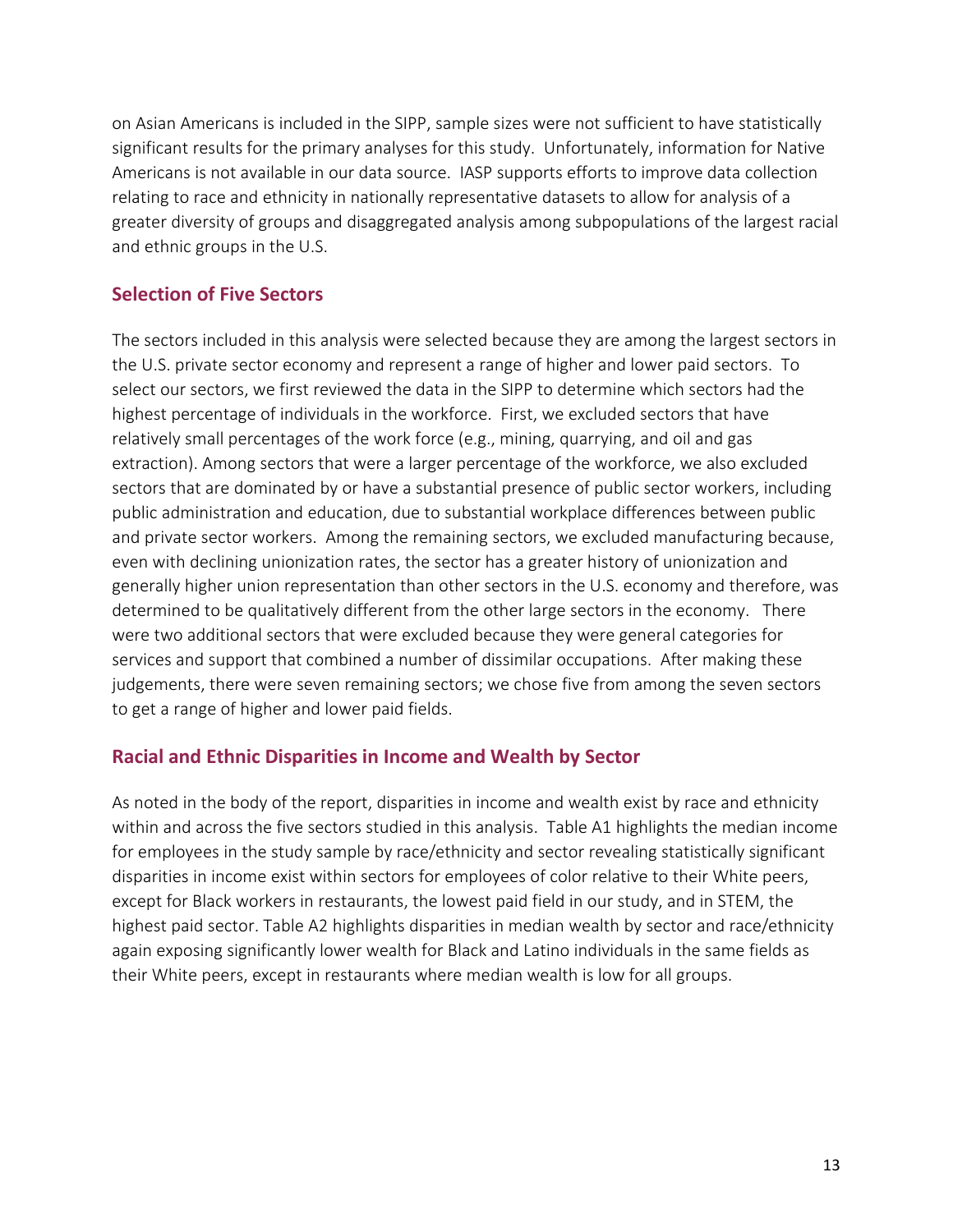on Asian Americans is included in the SIPP, sample sizes were not sufficient to have statistically significant results for the primary analyses for this study. Unfortunately, information for Native Americans is not available in our data source. IASP supports efforts to improve data collection relating to race and ethnicity in nationally representative datasets to allow for analysis of a greater diversity of groups and disaggregated analysis among subpopulations of the largest racial and ethnic groups in the U.S.

## Selection of Five Sectors

The sectors included in this analysis were selected because they are among the largest sectors in the U.S. private sector economy and represent a range of higher and lower paid sectors. To select our sectors, we first reviewed the data in the SIPP to determine which sectors had the highest percentage of individuals in the workforce. First, we excluded sectors that have relatively small percentages of the work force (e.g., mining, quarrying, and oil and gas extraction). Among sectors that were a larger percentage of the workforce, we also excluded sectors that are dominated by or have a substantial presence of public sector workers, including public administration and education, due to substantial workplace differences between public and private sector workers. Among the remaining sectors, we excluded manufacturing because, even with declining unionization rates, the sector has a greater history of unionization and generally higher union representation than other sectors in the U.S. economy and therefore, was determined to be qualitatively different from the other large sectors in the economy. There were two additional sectors that were excluded because they were general categories for services and support that combined a number of dissimilar occupations. After making these judgements, there were seven remaining sectors; we chose five from among the seven sectors to get a range of higher and lower paid fields.

## Racial and Ethnic Disparities in Income and Wealth by Sector

As noted in the body of the report, disparities in income and wealth exist by race and ethnicity within and across the five sectors studied in this analysis. Table A1 highlights the median income for employees in the study sample by race/ethnicity and sector revealing statistically significant disparities in income exist within sectors for employees of color relative to their White peers, except for Black workers in restaurants, the lowest paid field in our study, and in STEM, the highest paid sector. Table A2 highlights disparities in median wealth by sector and race/ethnicity again exposing significantly lower wealth for Black and Latino individuals in the same fields as their White peers, except in restaurants where median wealth is low for all groups.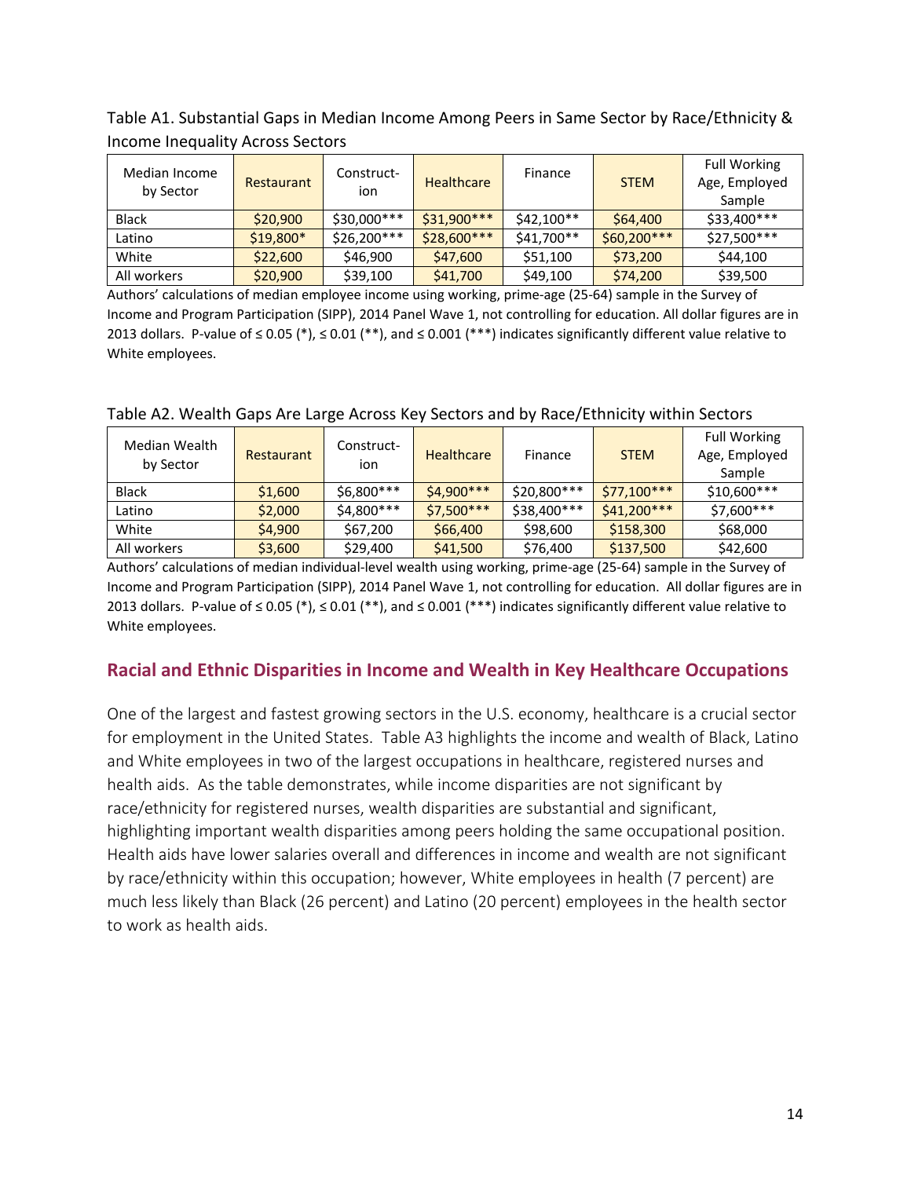Table A1. Substantial Gaps in Median Income Among Peers in Same Sector by Race/Ethnicity & Income Inequality Across Sectors

| Median Income by Sector | Restaurant | Construct-ion | Healthcare | Finance | STEM | Full Working Age, Employed Sample |
|---|---|---|---|---|---|---|
| Black | $20,900 | $30,000*** | $31,900*** | $42,100** | $64,400 | $33,400*** |
| Latino | $19,800* | $26,200*** | $28,600*** | $41,700** | $60,200*** | $27,500*** |
| White | $22,600 | $46,900 | $47,600 | $51,100 | $73,200 | $44,100 |
| All workers | $20,900 | $39,100 | $41,700 | $49,100 | $74,200 | $39,500 |

Authors' calculations of median employee income using working, prime-age (25-64) sample in the Survey of Income and Program Participation (SIPP), 2014 Panel Wave 1, not controlling for education. All dollar figures are in 2013 dollars. P-value of ≤ 0.05 (*), ≤ 0.01 (**), and ≤ 0.001 (***) indicates significantly different value relative to White employees.

Table A2. Wealth Gaps Are Large Across Key Sectors and by Race/Ethnicity within Sectors

| Median Wealth by Sector | Restaurant | Construct-ion | Healthcare | Finance | STEM | Full Working Age, Employed Sample |
|---|---|---|---|---|---|---|
| Black | $1,600 | $6,800*** | $4,900*** | $20,800*** | $77,100*** | $10,600*** |
| Latino | $2,000 | $4,800*** | $7,500*** | $38,400*** | $41,200*** | $7,600*** |
| White | $4,900 | $67,200 | $66,400 | $98,600 | $158,300 | $68,000 |
| All workers | $3,600 | $29,400 | $41,500 | $76,400 | $137,500 | $42,600 |

Authors' calculations of median individual-level wealth using working, prime-age (25-64) sample in the Survey of Income and Program Participation (SIPP), 2014 Panel Wave 1, not controlling for education. All dollar figures are in 2013 dollars. P-value of ≤ 0.05 (*), ≤ 0.01 (**), and ≤ 0.001 (***) indicates significantly different value relative to White employees.

## Racial and Ethnic Disparities in Income and Wealth in Key Healthcare Occupations

One of the largest and fastest growing sectors in the U.S. economy, healthcare is a crucial sector for employment in the United States. Table A3 highlights the income and wealth of Black, Latino and White employees in two of the largest occupations in healthcare, registered nurses and health aids. As the table demonstrates, while income disparities are not significant by race/ethnicity for registered nurses, wealth disparities are substantial and significant, highlighting important wealth disparities among peers holding the same occupational position. Health aids have lower salaries overall and differences in income and wealth are not significant by race/ethnicity within this occupation; however, White employees in health (7 percent) are much less likely than Black (26 percent) and Latino (20 percent) employees in the health sector to work as health aids.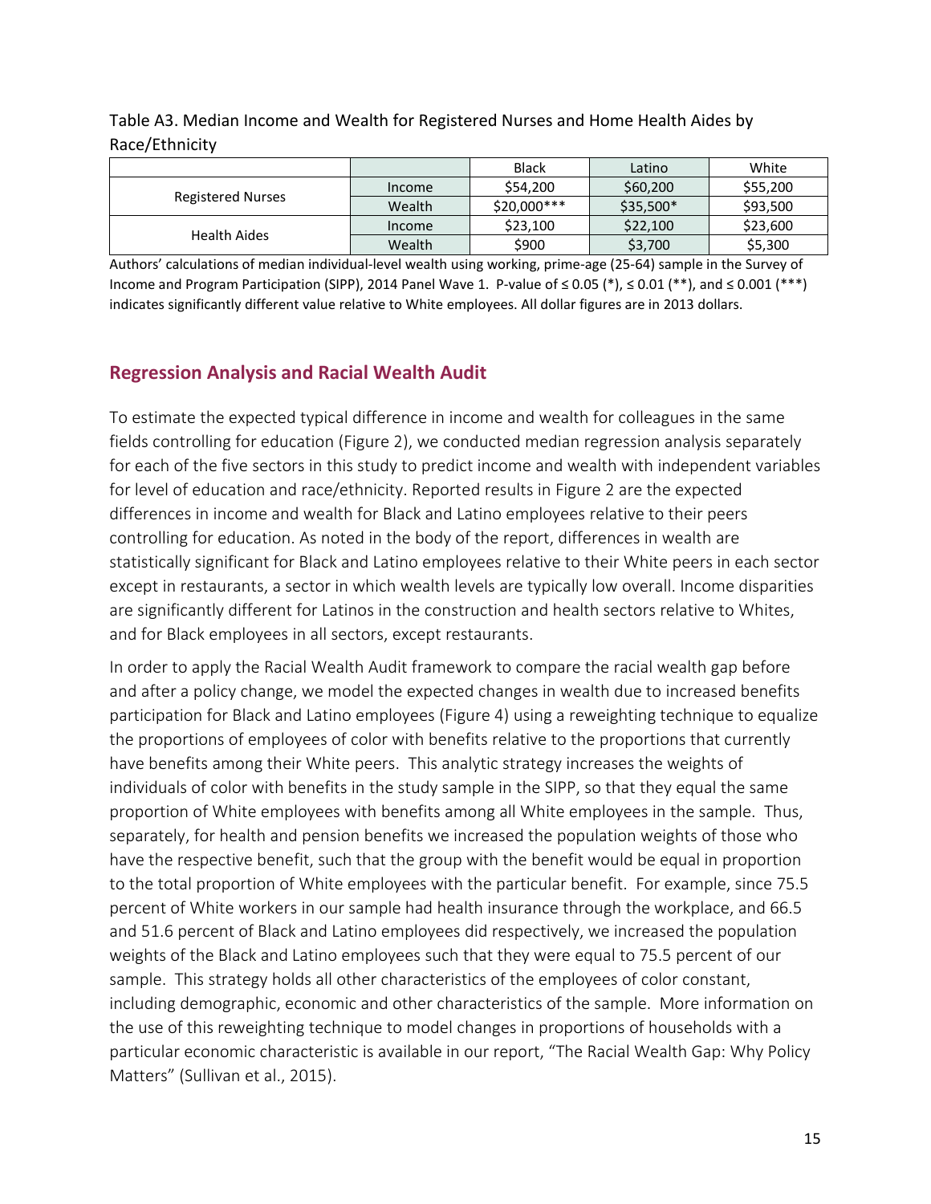Table A3. Median Income and Wealth for Registered Nurses and Home Health Aides by Race/Ethnicity

| | | Black | Latino | White |
|---|---|---|---|---|
| Registered Nurses | Income | \$54,200 | \$60,200 | \$55,200 |
| | Wealth | \$20,000*** | \$35,500* | \$93,500 |
| Health Aides | Income | \$23,100 | \$22,100 | \$23,600 |
| | Wealth | \$900 | \$3,700 | \$5,300 |

Authors' calculations of median individual-level wealth using working, prime-age (25-64) sample in the Survey of Income and Program Participation (SIPP), 2014 Panel Wave 1. P-value of ≤ 0.05 (*), ≤ 0.01 (**), and ≤ 0.001 (***) indicates significantly different value relative to White employees. All dollar figures are in 2013 dollars.

## Regression Analysis and Racial Wealth Audit

To estimate the expected typical difference in income and wealth for colleagues in the same fields controlling for education (Figure 2), we conducted median regression analysis separately for each of the five sectors in this study to predict income and wealth with independent variables for level of education and race/ethnicity. Reported results in Figure 2 are the expected differences in income and wealth for Black and Latino employees relative to their peers controlling for education. As noted in the body of the report, differences in wealth are statistically significant for Black and Latino employees relative to their White peers in each sector except in restaurants, a sector in which wealth levels are typically low overall. Income disparities are significantly different for Latinos in the construction and health sectors relative to Whites, and for Black employees in all sectors, except restaurants.

In order to apply the Racial Wealth Audit framework to compare the racial wealth gap before and after a policy change, we model the expected changes in wealth due to increased benefits participation for Black and Latino employees (Figure 4) using a reweighting technique to equalize the proportions of employees of color with benefits relative to the proportions that currently have benefits among their White peers. This analytic strategy increases the weights of individuals of color with benefits in the study sample in the SIPP, so that they equal the same proportion of White employees with benefits among all White employees in the sample. Thus, separately, for health and pension benefits we increased the population weights of those who have the respective benefit, such that the group with the benefit would be equal in proportion to the total proportion of White employees with the particular benefit. For example, since 75.5 percent of White workers in our sample had health insurance through the workplace, and 66.5 and 51.6 percent of Black and Latino employees did respectively, we increased the population weights of the Black and Latino employees such that they were equal to 75.5 percent of our sample. This strategy holds all other characteristics of the employees of color constant, including demographic, economic and other characteristics of the sample. More information on the use of this reweighting technique to model changes in proportions of households with a particular economic characteristic is available in our report, "The Racial Wealth Gap: Why Policy Matters" (Sullivan et al., 2015).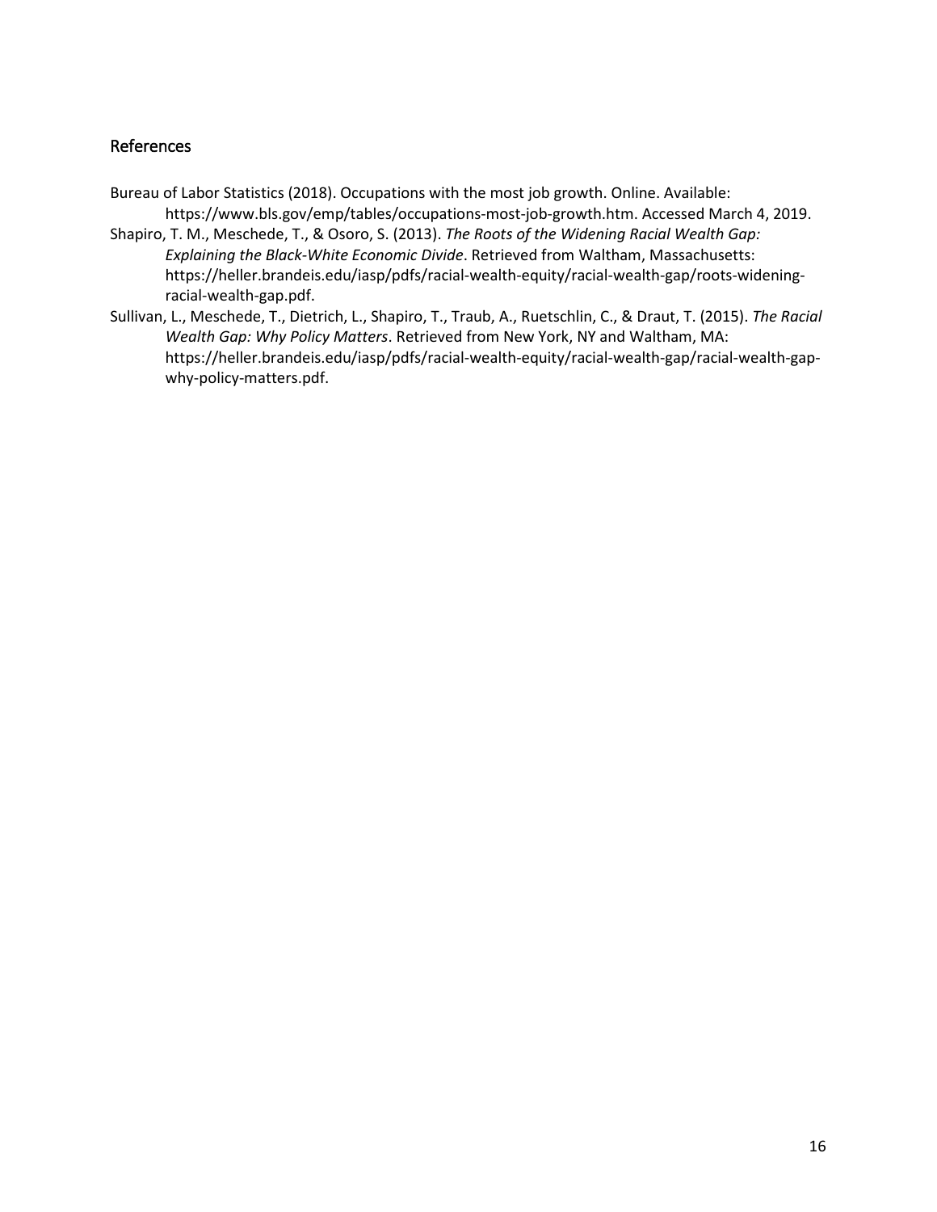## References

Bureau of Labor Statistics (2018). Occupations with the most job growth. Online. Available: https://www.bls.gov/emp/tables/occupations-most-job-growth.htm. Accessed March 4, 2019.

Shapiro, T. M., Meschede, T., & Osoro, S. (2013). *The Roots of the Widening Racial Wealth Gap: Explaining the Black-White Economic Divide*. Retrieved from Waltham, Massachusetts: https://heller.brandeis.edu/iasp/pdfs/racial-wealth-equity/racial-wealth-gap/roots-widening-racial-wealth-gap.pdf.

Sullivan, L., Meschede, T., Dietrich, L., Shapiro, T., Traub, A., Ruetschlin, C., & Draut, T. (2015). *The Racial Wealth Gap: Why Policy Matters*. Retrieved from New York, NY and Waltham, MA: https://heller.brandeis.edu/iasp/pdfs/racial-wealth-equity/racial-wealth-gap/racial-wealth-gap-why-policy-matters.pdf.